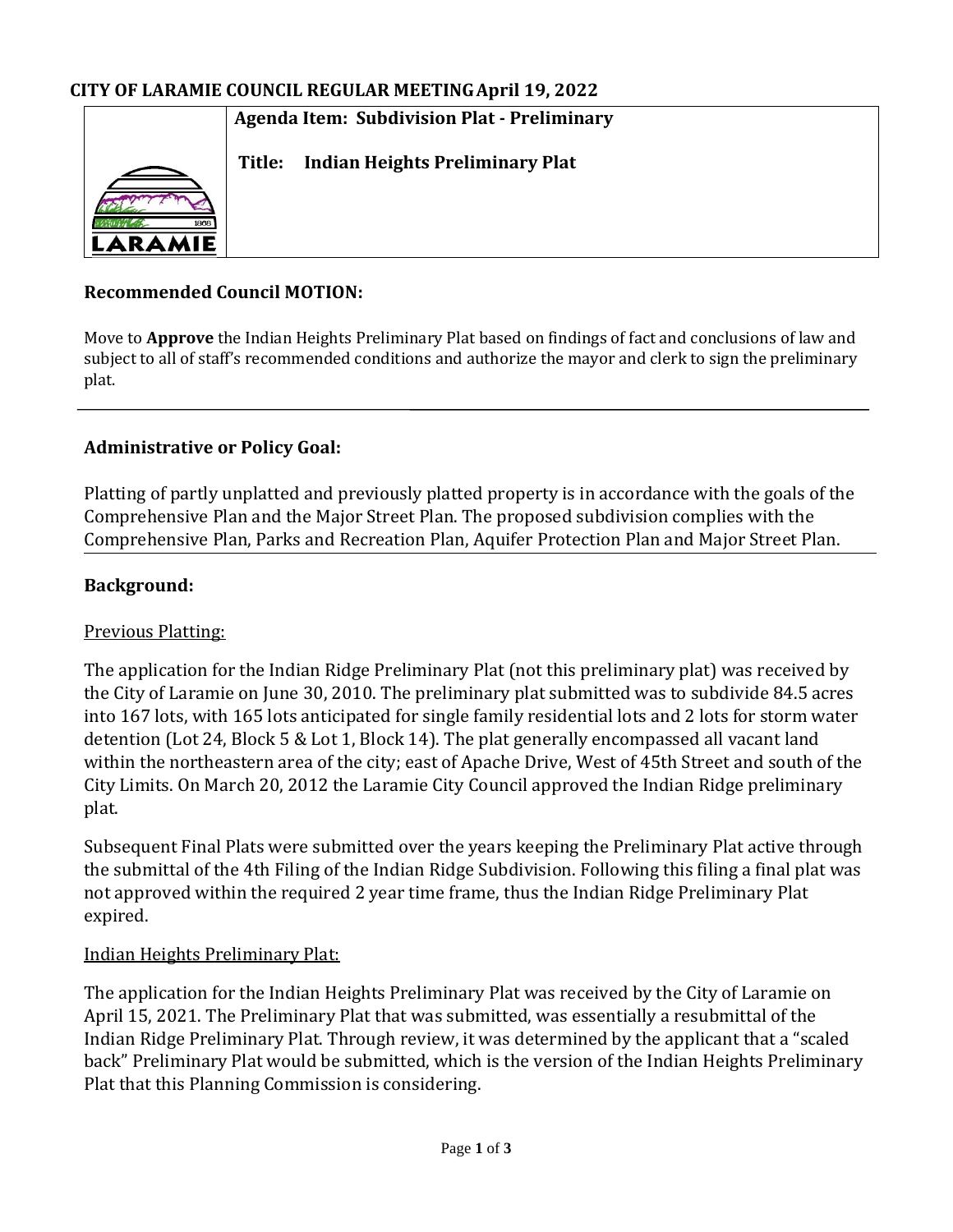**CITY OF LARAMIE COUNCIL REGULAR MEETING April 19, 2022**

**Agenda Item: Subdivision Plat - Preliminary**

**Title: Indian Heights Preliminary Plat**

### Recommended Council MOTION:

Move to **Approve** the Indian Heights Preliminary Plat based on findings of fact and conclusions of law and subject to all of staff's recommended conditions and authorize the mayor and clerk to sign the preliminary plat.

---

### Administrative or Policy Goal:

Platting of partly unplatted and previously platted property is in accordance with the goals of the Comprehensive Plan and the Major Street Plan. The proposed subdivision complies with the Comprehensive Plan, Parks and Recreation Plan, Aquifer Protection Plan and Major Street Plan.

---

### Background:

Previous Platting:

The application for the Indian Ridge Preliminary Plat (not this preliminary plat) was received by the City of Laramie on June 30, 2010. The preliminary plat submitted was to subdivide 84.5 acres into 167 lots, with 165 lots anticipated for single family residential lots and 2 lots for storm water detention (Lot 24, Block 5 & Lot 1, Block 14). The plat generally encompassed all vacant land within the northeastern area of the city; east of Apache Drive, West of 45th Street and south of the City Limits. On March 20, 2012 the Laramie City Council approved the Indian Ridge preliminary plat.

Subsequent Final Plats were submitted over the years keeping the Preliminary Plat active through the submittal of the 4th Filing of the Indian Ridge Subdivision. Following this filing a final plat was not approved within the required 2 year time frame, thus the Indian Ridge Preliminary Plat expired.

Indian Heights Preliminary Plat:

The application for the Indian Heights Preliminary Plat was received by the City of Laramie on April 15, 2021. The Preliminary Plat that was submitted, was essentially a resubmittal of the Indian Ridge Preliminary Plat. Through review, it was determined by the applicant that a "scaled back" Preliminary Plat would be submitted, which is the version of the Indian Heights Preliminary Plat that this Planning Commission is considering.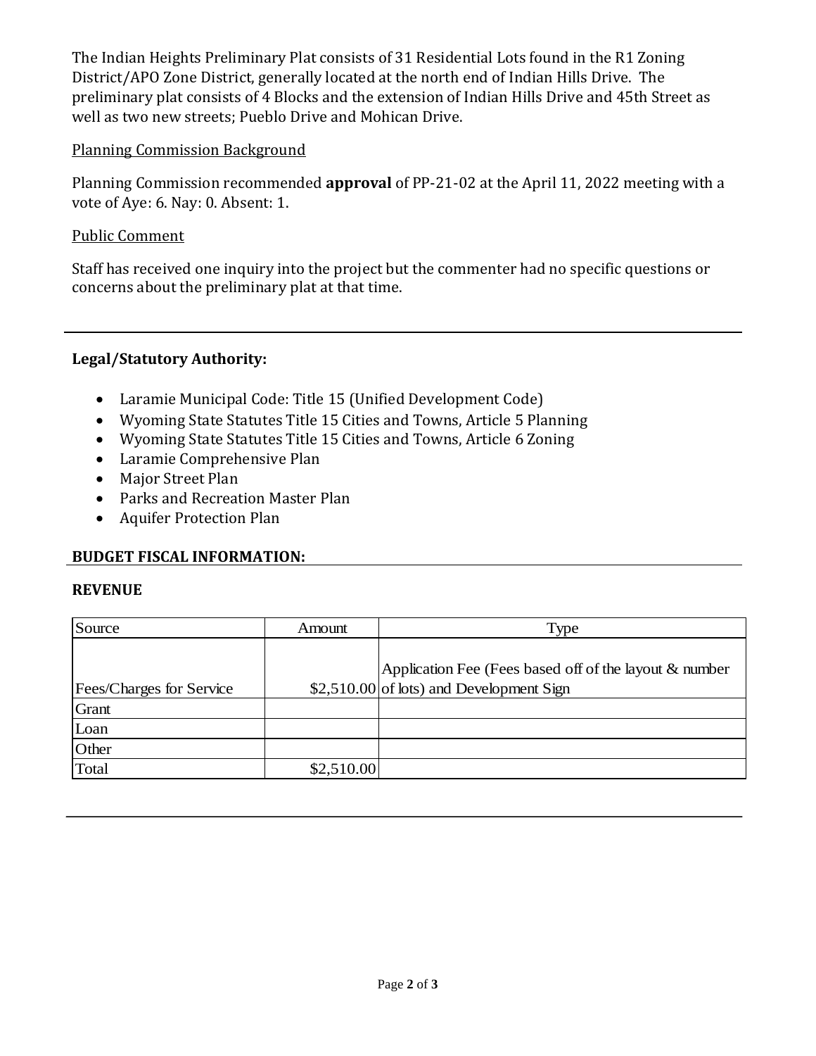The Indian Heights Preliminary Plat consists of 31 Residential Lots found in the R1 Zoning District/APO Zone District, generally located at the north end of Indian Hills Drive. The preliminary plat consists of 4 Blocks and the extension of Indian Hills Drive and 45th Street as well as two new streets; Pueblo Drive and Mohican Drive.

Planning Commission Background

Planning Commission recommended **approval** of PP-21-02 at the April 11, 2022 meeting with a vote of Aye: 6. Nay: 0. Absent: 1.

Public Comment

Staff has received one inquiry into the project but the commenter had no specific questions or concerns about the preliminary plat at that time.

---

**Legal/Statutory Authority:**

- Laramie Municipal Code: Title 15 (Unified Development Code)
- Wyoming State Statutes Title 15 Cities and Towns, Article 5 Planning
- Wyoming State Statutes Title 15 Cities and Towns, Article 6 Zoning
- Laramie Comprehensive Plan
- Major Street Plan
- Parks and Recreation Master Plan
- Aquifer Protection Plan

**BUDGET FISCAL INFORMATION:**

**REVENUE**

| Source | Amount | Type |
|---|---|---|
| Fees/Charges for Service | $2,510.00 | Application Fee (Fees based off of the layout & number of lots) and Development Sign |
| Grant | | |
| Loan | | |
| Other | | |
| Total | $2,510.00 | |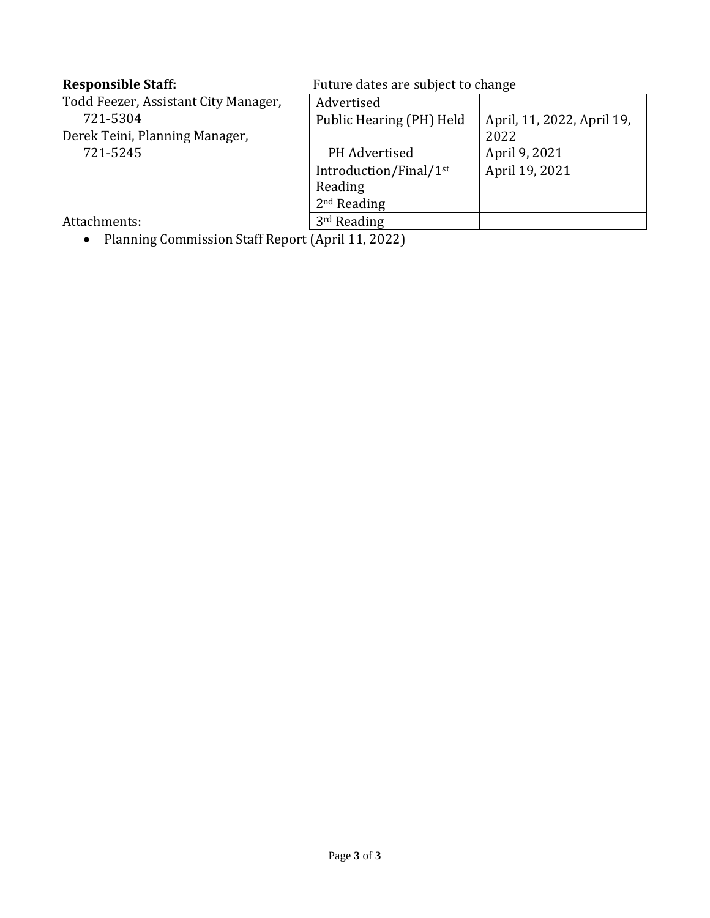**Responsible Staff:**

Todd Feezer, Assistant City Manager, 721-5304

Derek Teini, Planning Manager, 721-5245

Future dates are subject to change

| | |
|---|---|
| Advertised | |
| Public Hearing (PH) Held | April, 11, 2022, April 19, 2022 |
| PH Advertised | April 9, 2021 |
| Introduction/Final/1st Reading | April 19, 2021 |
| 2nd Reading | |
| 3rd Reading | |

Attachments:

- Planning Commission Staff Report (April 11, 2022)